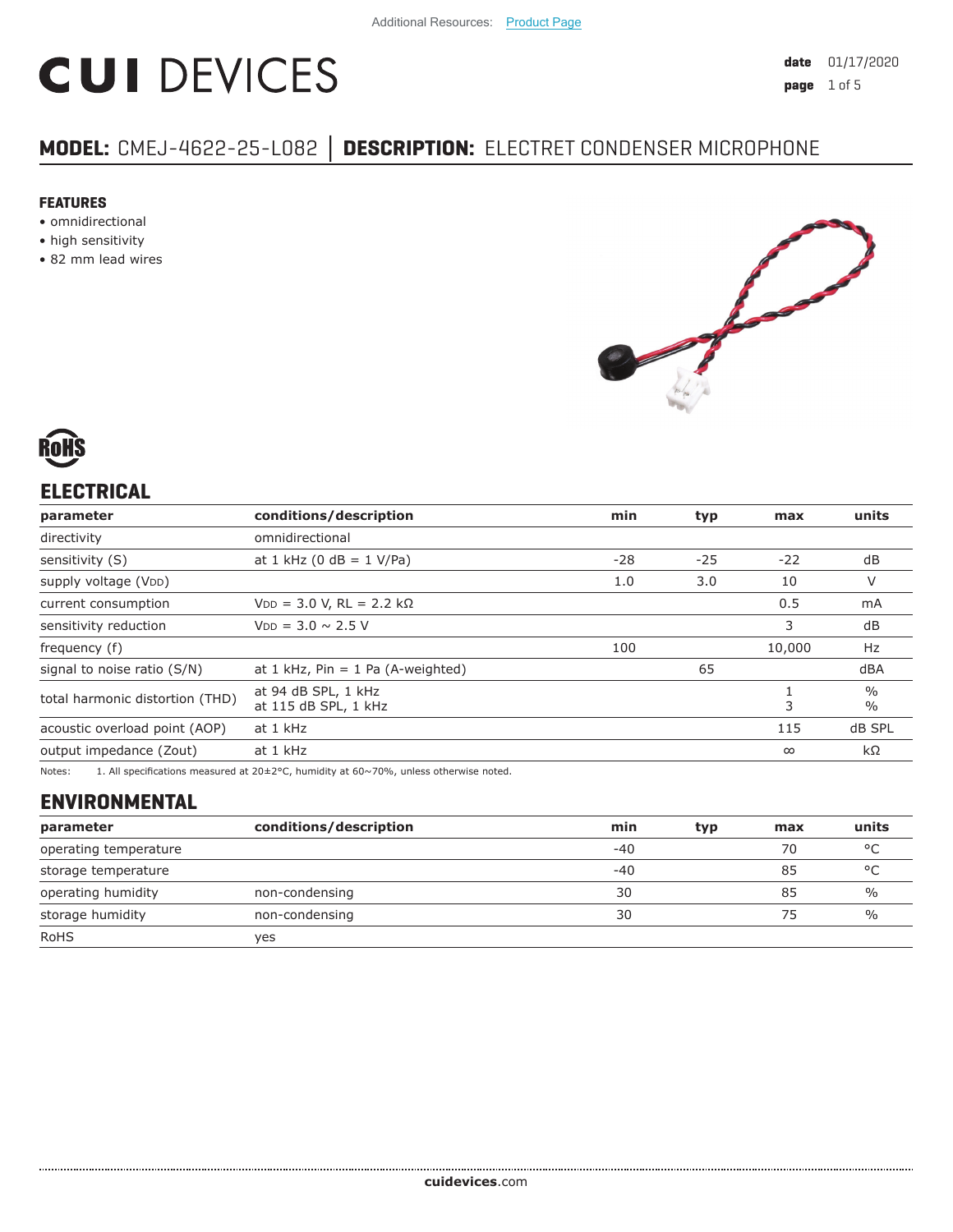Additional Resources: Product Page

# CUI DEVICES

**date** 01/17/2020

**MODEL:** CMEJ-4622-25-L082 │ **DESCRIPTION:** ELECTRET CONDENSER MICROPHONE

### FEATURES

- omnidirectional
- high sensitivity
- 82 mm lead wires

RoHS

## ELECTRICAL

| parameter | conditions/description | min | typ | max | units |
|---|---|---|---|---|---|
| directivity | omnidirectional | | | | |
| sensitivity (S) | at 1 kHz (0 dB = 1 V/Pa) | -28 | -25 | -22 | dB |
| supply voltage ($V_{DD}$) | | 1.0 | 3.0 | 10 | V |
| current consumption | $V_{DD}$ = 3.0 V, RL = 2.2 kΩ | | | 0.5 | mA |
| sensitivity reduction | $V_{DD}$ = 3.0 ~ 2.5 V | | | 3 | dB |
| frequency (f) | | 100 | | 10,000 | Hz |
| signal to noise ratio (S/N) | at 1 kHz, Pin = 1 Pa (A-weighted) | | 65 | | dBA |
| total harmonic distortion (THD) | at 94 dB SPL, 1 kHz<br>at 115 dB SPL, 1 kHz | | | 1<br>3 | %<br>% |
| acoustic overload point (AOP) | at 1 kHz | | | 115 | dB SPL |
| output impedance (Zout) | at 1 kHz | | | ∞ | kΩ |

Notes: 1. All specifications measured at 20±2°C, humidity at 60~70%, unless otherwise noted.

## ENVIRONMENTAL

| parameter | conditions/description | min | typ | max | units |
|---|---|---|---|---|---|
| operating temperature | | -40 | | 70 | °C |
| storage temperature | | -40 | | 85 | °C |
| operating humidity | non-condensing | 30 | | 85 | % |
| storage humidity | non-condensing | 30 | | 75 | % |
| RoHS | yes | | | | |

**cuidevices**.com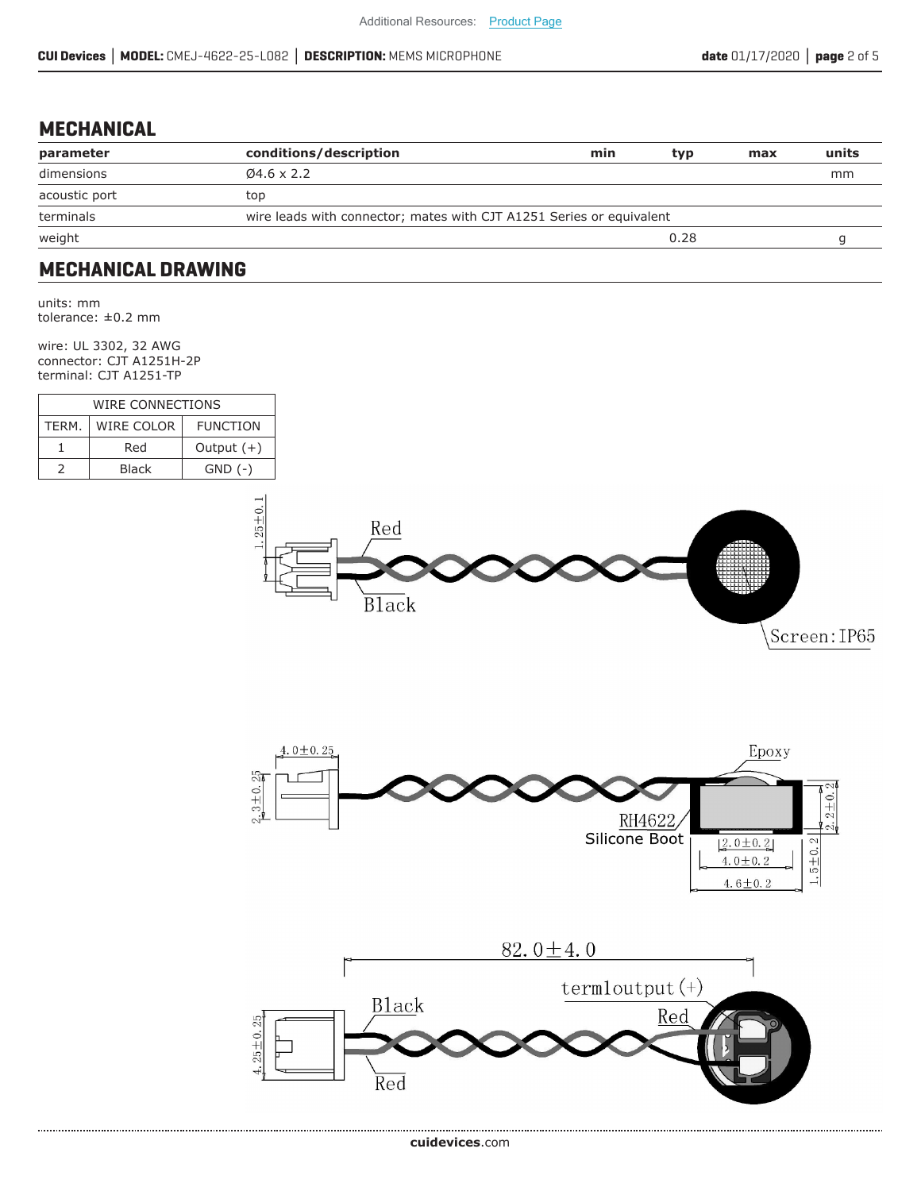## MECHANICAL

| parameter | conditions/description | min | typ | max | units |
|---|---|---|---|---|---|
| dimensions | Ø4.6 x 2.2 | | | | mm |
| acoustic port | top | | | | |
| terminals | wire leads with connector; mates with CJT A1251 Series or equivalent | | | | |
| weight | | | 0.28 | | g |

## MECHANICAL DRAWING

units: mm
tolerance: ±0.2 mm

wire: UL 3302, 32 AWG
connector: CJT A1251H-2P
terminal: CJT A1251-TP

| WIRE CONNECTIONS | | |
|---|---|---|
| TERM. | WIRE COLOR | FUNCTION |
| 1 | Red | Output (+) |
| 2 | Black | GND (-) |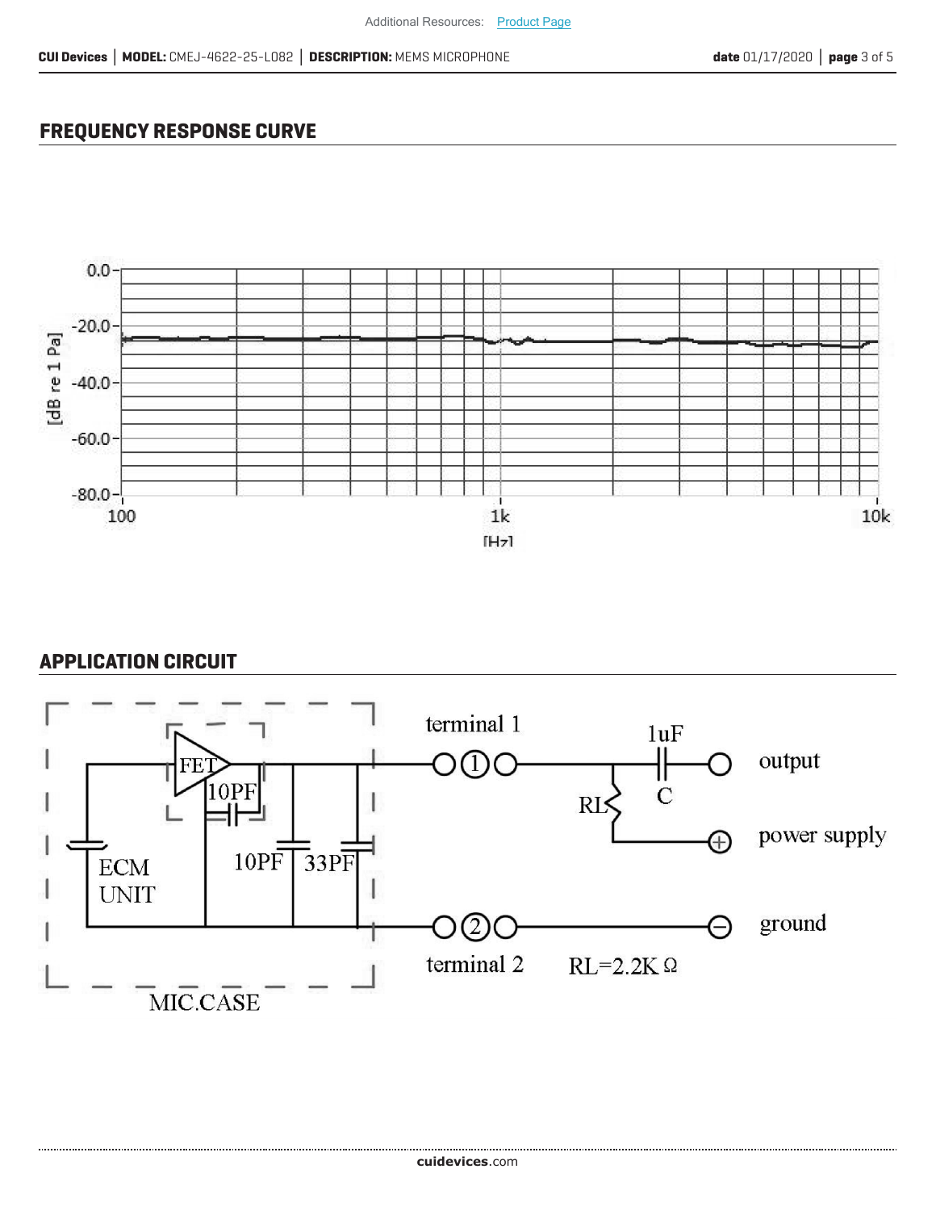## FREQUENCY RESPONSE CURVE

## APPLICATION CIRCUIT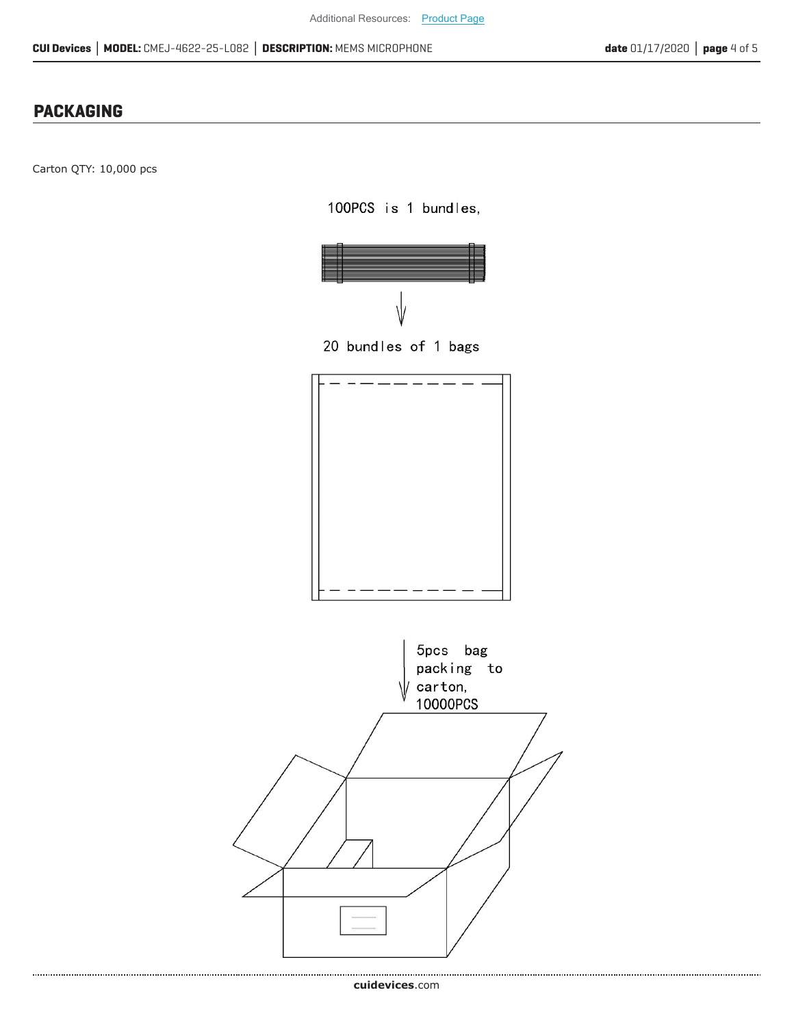## PACKAGING

Carton QTY: 10,000 pcs

100PCS is 1 bundles,

20 bundles of 1 bags

5pcs bag packing to carton, 10000PCS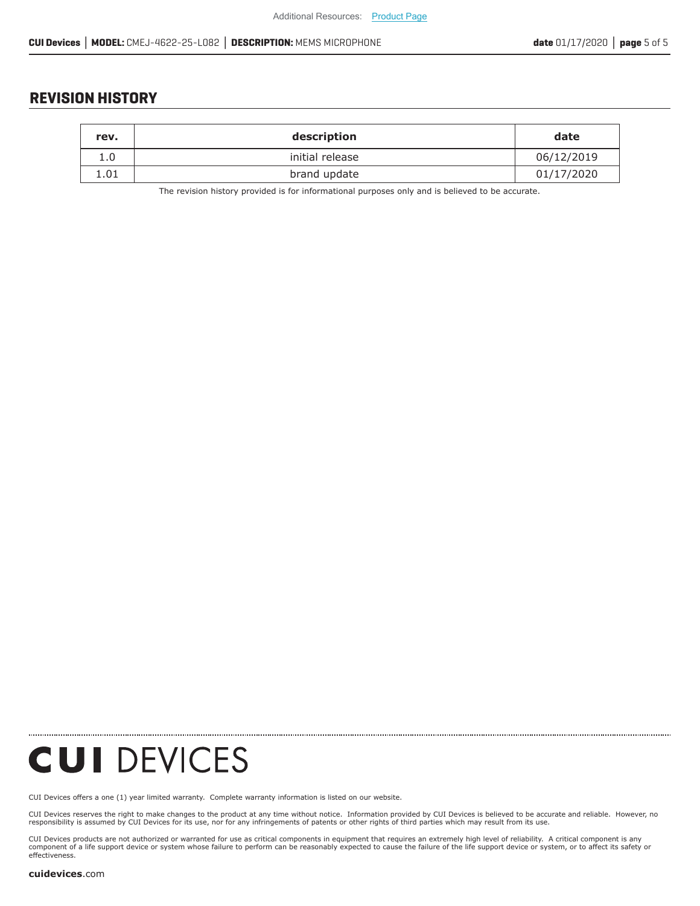## REVISION HISTORY

| rev. | description | date |
|---|---|---|
| 1.0 | initial release | 06/12/2019 |
| 1.01 | brand update | 01/17/2020 |

The revision history provided is for informational purposes only and is believed to be accurate.

CUI DEVICES

CUI Devices offers a one (1) year limited warranty. Complete warranty information is listed on our website.

CUI Devices reserves the right to make changes to the product at any time without notice. Information provided by CUI Devices is believed to be accurate and reliable. However, no responsibility is assumed by CUI Devices for its use, nor for any infringements of patents or other rights of third parties which may result from its use.

CUI Devices products are not authorized or warranted for use as critical components in equipment that requires an extremely high level of reliability. A critical component is any component of a life support device or system whose failure to perform can be reasonably expected to cause the failure of the life support device or system, or to affect its safety or effectiveness.

**cuidevices**.com